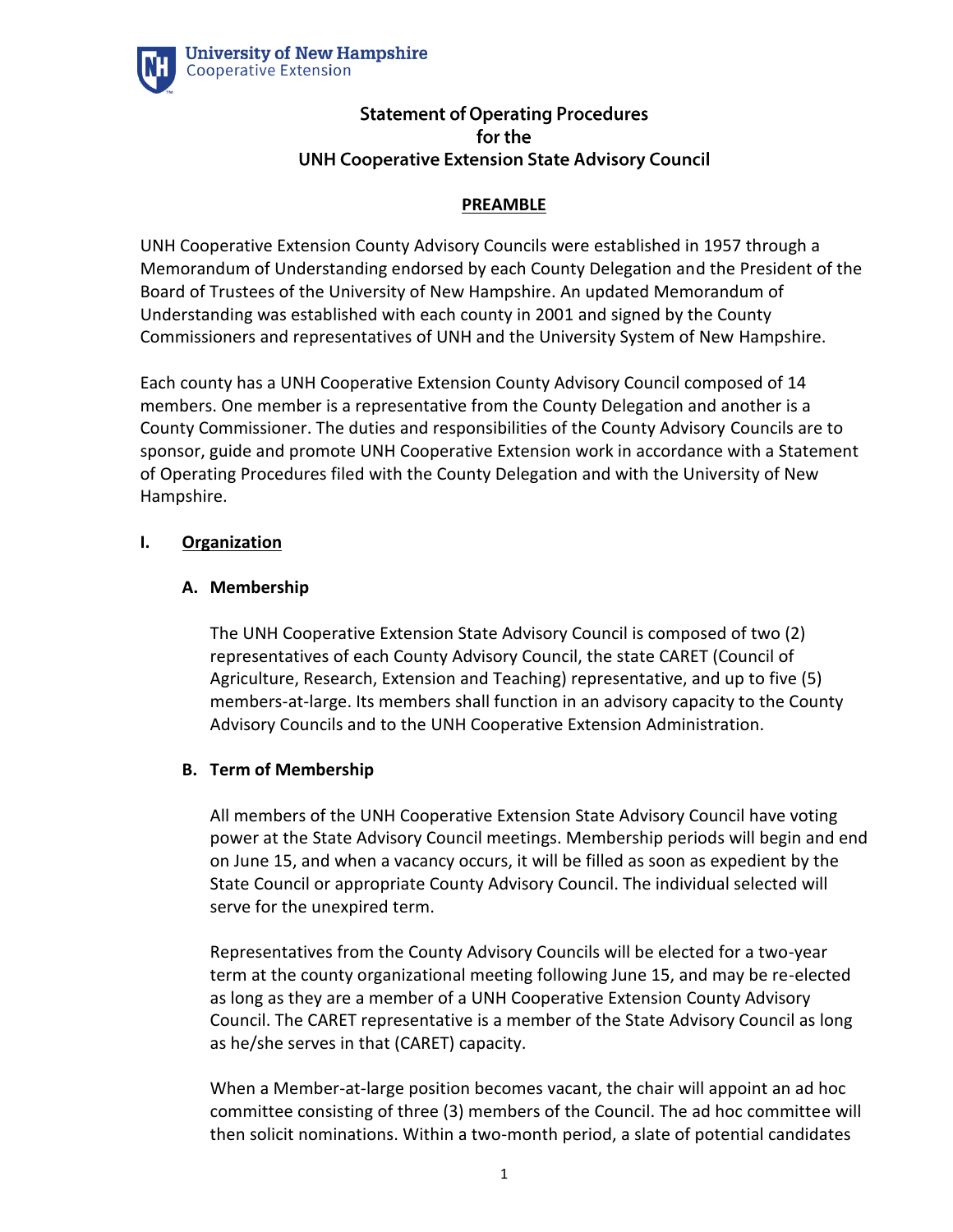University of New Hampshire
Cooperative Extension

# Statement of Operating Procedures for the UNH Cooperative Extension State Advisory Council

## PREAMBLE

UNH Cooperative Extension County Advisory Councils were established in 1957 through a Memorandum of Understanding endorsed by each County Delegation and the President of the Board of Trustees of the University of New Hampshire. An updated Memorandum of Understanding was established with each county in 2001 and signed by the County Commissioners and representatives of UNH and the University System of New Hampshire.

Each county has a UNH Cooperative Extension County Advisory Council composed of 14 members. One member is a representative from the County Delegation and another is a County Commissioner. The duties and responsibilities of the County Advisory Councils are to sponsor, guide and promote UNH Cooperative Extension work in accordance with a Statement of Operating Procedures filed with the County Delegation and with the University of New Hampshire.

## I. Organization

### A. Membership

The UNH Cooperative Extension State Advisory Council is composed of two (2) representatives of each County Advisory Council, the state CARET (Council of Agriculture, Research, Extension and Teaching) representative, and up to five (5) members-at-large. Its members shall function in an advisory capacity to the County Advisory Councils and to the UNH Cooperative Extension Administration.

### B. Term of Membership

All members of the UNH Cooperative Extension State Advisory Council have voting power at the State Advisory Council meetings. Membership periods will begin and end on June 15, and when a vacancy occurs, it will be filled as soon as expedient by the State Council or appropriate County Advisory Council. The individual selected will serve for the unexpired term.

Representatives from the County Advisory Councils will be elected for a two-year term at the county organizational meeting following June 15, and may be re-elected as long as they are a member of a UNH Cooperative Extension County Advisory Council. The CARET representative is a member of the State Advisory Council as long as he/she serves in that (CARET) capacity.

When a Member-at-large position becomes vacant, the chair will appoint an ad hoc committee consisting of three (3) members of the Council. The ad hoc committee will then solicit nominations. Within a two-month period, a slate of potential candidates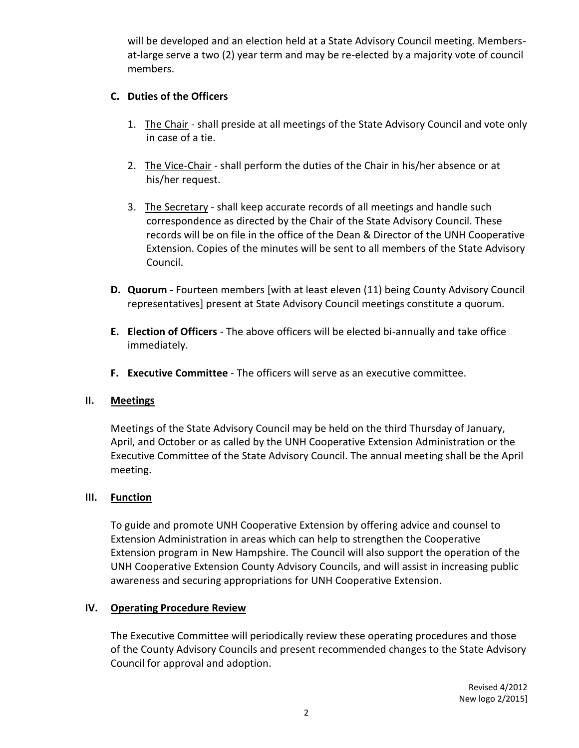will be developed and an election held at a State Advisory Council meeting. Members-at-large serve a two (2) year term and may be re-elected by a majority vote of council members.

**C. Duties of the Officers**

1. The Chair - shall preside at all meetings of the State Advisory Council and vote only in case of a tie.

2. The Vice-Chair - shall perform the duties of the Chair in his/her absence or at his/her request.

3. The Secretary - shall keep accurate records of all meetings and handle such correspondence as directed by the Chair of the State Advisory Council. These records will be on file in the office of the Dean & Director of the UNH Cooperative Extension. Copies of the minutes will be sent to all members of the State Advisory Council.

**D. Quorum** - Fourteen members [with at least eleven (11) being County Advisory Council representatives] present at State Advisory Council meetings constitute a quorum.

**E. Election of Officers** - The above officers will be elected bi-annually and take office immediately.

**F. Executive Committee** - The officers will serve as an executive committee.

## II. Meetings

Meetings of the State Advisory Council may be held on the third Thursday of January, April, and October or as called by the UNH Cooperative Extension Administration or the Executive Committee of the State Advisory Council. The annual meeting shall be the April meeting.

## III. Function

To guide and promote UNH Cooperative Extension by offering advice and counsel to Extension Administration in areas which can help to strengthen the Cooperative Extension program in New Hampshire. The Council will also support the operation of the UNH Cooperative Extension County Advisory Councils, and will assist in increasing public awareness and securing appropriations for UNH Cooperative Extension.

## IV. Operating Procedure Review

The Executive Committee will periodically review these operating procedures and those of the County Advisory Councils and present recommended changes to the State Advisory Council for approval and adoption.

Revised 4/2012
New logo 2/2015]